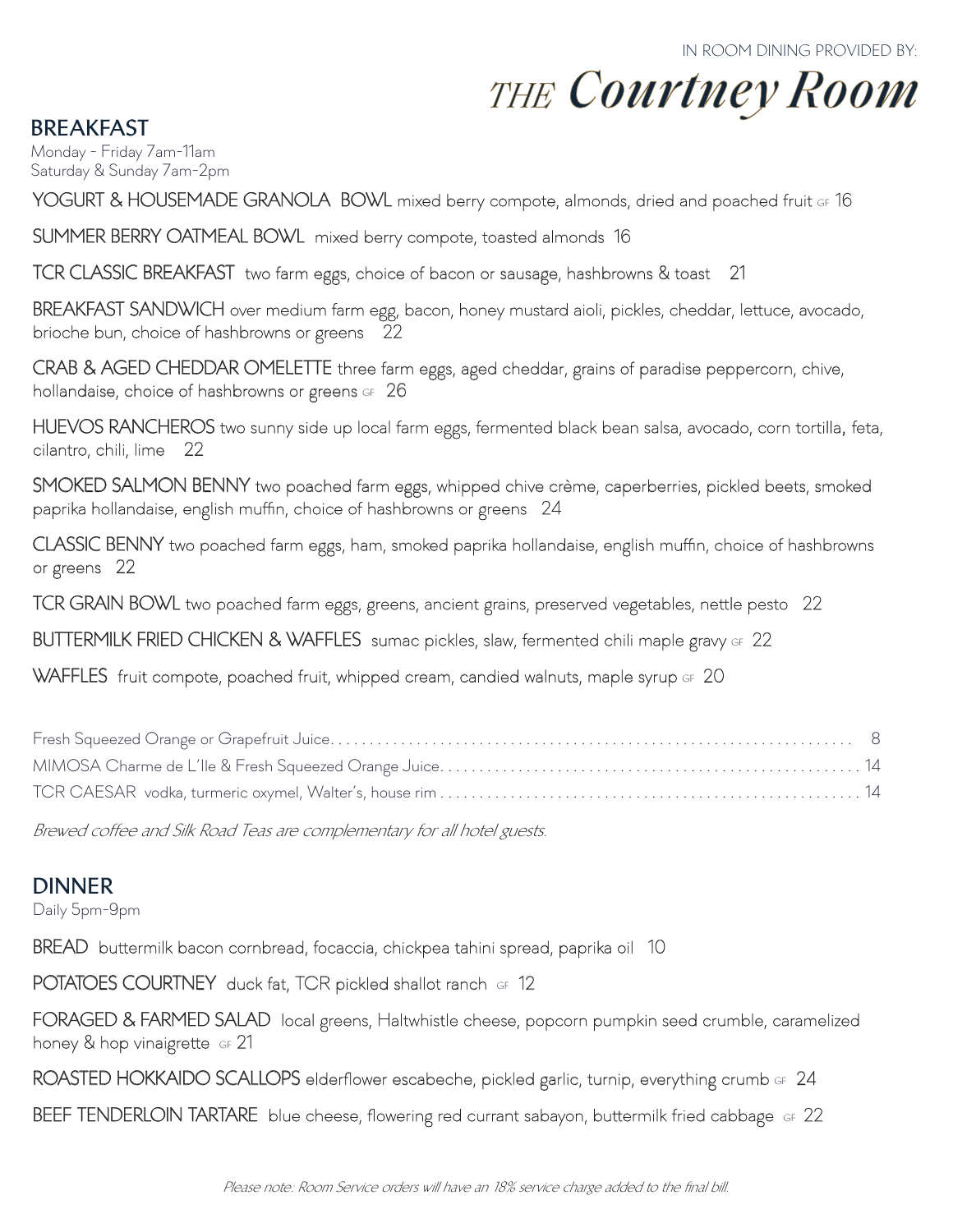IN ROOM DINING PROVIDED BY:

# THE Courtney Room

## BREAKFAST

Monday - Friday 7am-11am
Saturday & Sunday 7am-2pm

YOGURT & HOUSEMADE GRANOLA BOWL mixed berry compote, almonds, dried and poached fruit GF 16

SUMMER BERRY OATMEAL BOWL mixed berry compote, toasted almonds 16

TCR CLASSIC BREAKFAST two farm eggs, choice of bacon or sausage, hashbrowns & toast 21

BREAKFAST SANDWICH over medium farm egg, bacon, honey mustard aioli, pickles, cheddar, lettuce, avocado, brioche bun, choice of hashbrowns or greens 22

CRAB & AGED CHEDDAR OMELETTE three farm eggs, aged cheddar, grains of paradise peppercorn, chive, hollandaise, choice of hashbrowns or greens GF 26

HUEVOS RANCHEROS two sunny side up local farm eggs, fermented black bean salsa, avocado, corn tortilla, feta, cilantro, chili, lime 22

SMOKED SALMON BENNY two poached farm eggs, whipped chive crème, caperberries, pickled beets, smoked paprika hollandaise, english muffin, choice of hashbrowns or greens 24

CLASSIC BENNY two poached farm eggs, ham, smoked paprika hollandaise, english muffin, choice of hashbrowns or greens 22

TCR GRAIN BOWL two poached farm eggs, greens, ancient grains, preserved vegetables, nettle pesto 22

BUTTERMILK FRIED CHICKEN & WAFFLES sumac pickles, slaw, fermented chili maple gravy GF 22

WAFFLES fruit compote, poached fruit, whipped cream, candied walnuts, maple syrup GF 20

Fresh Squeezed Orange or Grapefruit Juice .......... 8

MIMOSA Charme de L'Ile & Fresh Squeezed Orange Juice .......... 14

TCR CAESAR vodka, turmeric oxymel, Walter's, house rim .......... 14

*Brewed coffee and Silk Road Teas are complementary for all hotel guests.*

## DINNER

Daily 5pm-9pm

BREAD buttermilk bacon cornbread, focaccia, chickpea tahini spread, paprika oil 10

POTATOES COURTNEY duck fat, TCR pickled shallot ranch GF 12

FORAGED & FARMED SALAD local greens, Haltwhistle cheese, popcorn pumpkin seed crumble, caramelized honey & hop vinaigrette GF 21

ROASTED HOKKAIDO SCALLOPS elderflower escabeche, pickled garlic, turnip, everything crumb GF 24

BEEF TENDERLOIN TARTARE blue cheese, flowering red currant sabayon, buttermilk fried cabbage GF 22

*Please note: Room Service orders will have an 18% service charge added to the final bill.*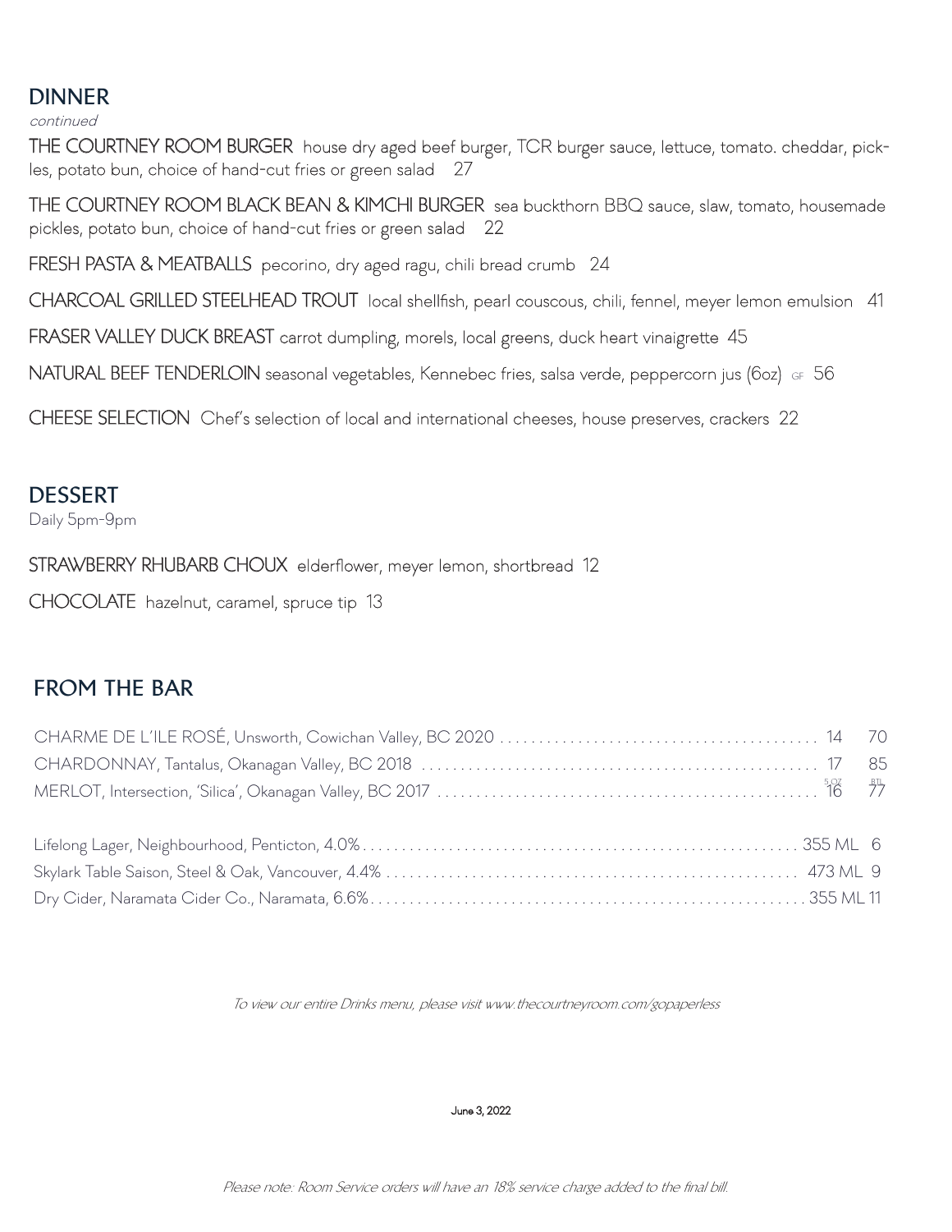## DINNER

*continued*

THE COURTNEY ROOM BURGER house dry aged beef burger, TCR burger sauce, lettuce, tomato. cheddar, pickles, potato bun, choice of hand-cut fries or green salad 27

THE COURTNEY ROOM BLACK BEAN & KIMCHI BURGER sea buckthorn BBQ sauce, slaw, tomato, housemade pickles, potato bun, choice of hand-cut fries or green salad 22

FRESH PASTA & MEATBALLS pecorino, dry aged ragu, chili bread crumb 24

CHARCOAL GRILLED STEELHEAD TROUT local shellfish, pearl couscous, chili, fennel, meyer lemon emulsion 41

FRASER VALLEY DUCK BREAST carrot dumpling, morels, local greens, duck heart vinaigrette 45

NATURAL BEEF TENDERLOIN seasonal vegetables, Kennebec fries, salsa verde, peppercorn jus (6oz) GF 56

CHEESE SELECTION Chef's selection of local and international cheeses, house preserves, crackers 22

## DESSERT

Daily 5pm-9pm

STRAWBERRY RHUBARB CHOUX elderflower, meyer lemon, shortbread 12

CHOCOLATE hazelnut, caramel, spruce tip 13

## FROM THE BAR

| | 5 OZ | BTL |
|---|---|---|
| CHARME DE L'ILE ROSÉ, Unsworth, Cowichan Valley, BC 2020 | 14 | 70 |
| CHARDONNAY, Tantalus, Okanagan Valley, BC 2018 | 17 | 85 |
| MERLOT, Intersection, 'Silica', Okanagan Valley, BC 2017 | 16 | 77 |

| | | |
|---|---|---|
| Lifelong Lager, Neighbourhood, Penticton, 4.0% | 355 ML | 6 |
| Skylark Table Saison, Steel & Oak, Vancouver, 4.4% | 473 ML | 9 |
| Dry Cider, Naramata Cider Co., Naramata, 6.6% | 355 ML | 11 |

*To view our entire Drinks menu, please visit www.thecourtneyroom.com/gopaperless*

**June 3, 2022**

*Please note: Room Service orders will have an 18% service charge added to the final bill.*